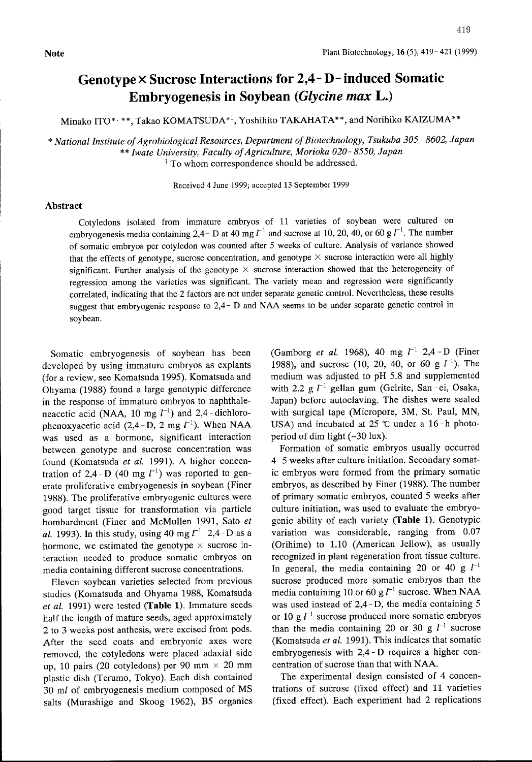**Note**

# Genotype × Sucrose Interactions for 2,4-D-induced Somatic Embryogenesis in Soybean (*Glycine max* L.)

Minako ITO*, **, Takao KOMATSUDA*[1], Yoshihito TAKAHATA**, and Norihiko KAIZUMA**

\* *National Institute of Agrobiological Resources, Department of Biotechnology, Tsukuba 305-8602, Japan*
\*\* *Iwate University, Faculty of Agriculture, Morioka 020-8550, Japan*
[1] To whom correspondence should be addressed.

Received 4 June 1999; accepted 13 September 1999

## Abstract

Cotyledons isolated from immature embryos of 11 varieties of soybean were cultured on embryogenesis media containing 2,4-D at 40 mg $l^{-1}$ and sucrose at 10, 20, 40, or 60 g $l^{-1}$. The number of somatic embryos per cotyledon was counted after 5 weeks of culture. Analysis of variance showed that the effects of genotype, sucrose concentration, and genotype × sucrose interaction were all highly significant. Further analysis of the genotype × sucrose interaction showed that the heterogeneity of regression among the varieties was significant. The variety mean and regression were significantly correlated, indicating that the 2 factors are not under separate genetic control. Nevertheless, these results suggest that embryogenic response to 2,4-D and NAA seems to be under separate genetic control in soybean.

Somatic embryogenesis of soybean has been developed by using immature embryos as explants (for a review, see Komatsuda 1995). Komatsuda and Ohyama (1988) found a large genotypic difference in the response of immature embryos to naphthaleneacetic acid (NAA, 10 mg $l^{-1}$) and 2,4-dichlorophenoxyacetic acid (2,4-D, 2 mg $l^{-1}$). When NAA was used as a hormone, significant interaction between genotype and sucrose concentration was found (Komatsuda *et al.* 1991). A higher concentration of 2,4-D (40 mg $l^{-1}$) was reported to generate proliferative embryogenesis in soybean (Finer 1988). The proliferative embryogenic cultures were good target tissue for transformation via particle bombardment (Finer and McMullen 1991, Sato *et al.* 1993). In this study, using 40 mg $l^{-1}$ 2,4-D as a hormone, we estimated the genotype × sucrose interaction needed to produce somatic embryos on media containing different sucrose concentrations.

Eleven soybean varieties selected from previous studies (Komatsuda and Ohyama 1988, Komatsuda *et al.* 1991) were tested (**Table 1**). Immature seeds half the length of mature seeds, aged approximately 2 to 3 weeks post anthesis, were excised from pods. After the seed coats and embryonic axes were removed, the cotyledons were placed adaxial side up, 10 pairs (20 cotyledons) per 90 mm × 20 mm plastic dish (Terumo, Tokyo). Each dish contained 30 m*l* of embryogenesis medium composed of MS salts (Murashige and Skoog 1962), B5 organics (Gamborg *et al.* 1968), 40 mg $l^{-1}$ 2,4-D (Finer 1988), and sucrose (10, 20, 40, or 60 g $l^{-1}$). The medium was adjusted to pH 5.8 and supplemented with 2.2 g $l^{-1}$ gellan gum (Gelrite, San-ei, Osaka, Japan) before autoclaving. The dishes were sealed with surgical tape (Micropore, 3M, St. Paul, MN, USA) and incubated at 25 ℃ under a 16-h photoperiod of dim light (~30 lux).

Formation of somatic embryos usually occurred 4-5 weeks after culture initiation. Secondary somatic embryos were formed from the primary somatic embryos, as described by Finer (1988). The number of primary somatic embryos, counted 5 weeks after culture initiation, was used to evaluate the embryogenic ability of each variety (**Table 1**). Genotypic variation was considerable, ranging from 0.07 (Orihime) to 1.10 (American Jellow), as usually recognized in plant regeneration from tissue culture. In general, the media containing 20 or 40 g $l^{-1}$ sucrose produced more somatic embryos than the media containing 10 or 60 g $l^{-1}$ sucrose. When NAA was used instead of 2,4-D, the media containing 5 or 10 g $l^{-1}$ sucrose produced more somatic embryos than the media containing 20 or 30 g $l^{-1}$ sucrose (Komatsuda *et al.* 1991). This indicates that somatic embryogenesis with 2,4-D requires a higher concentration of sucrose than that with NAA.

The experimental design consisted of 4 concentrations of sucrose (fixed effect) and 11 varieties (fixed effect). Each experiment had 2 replications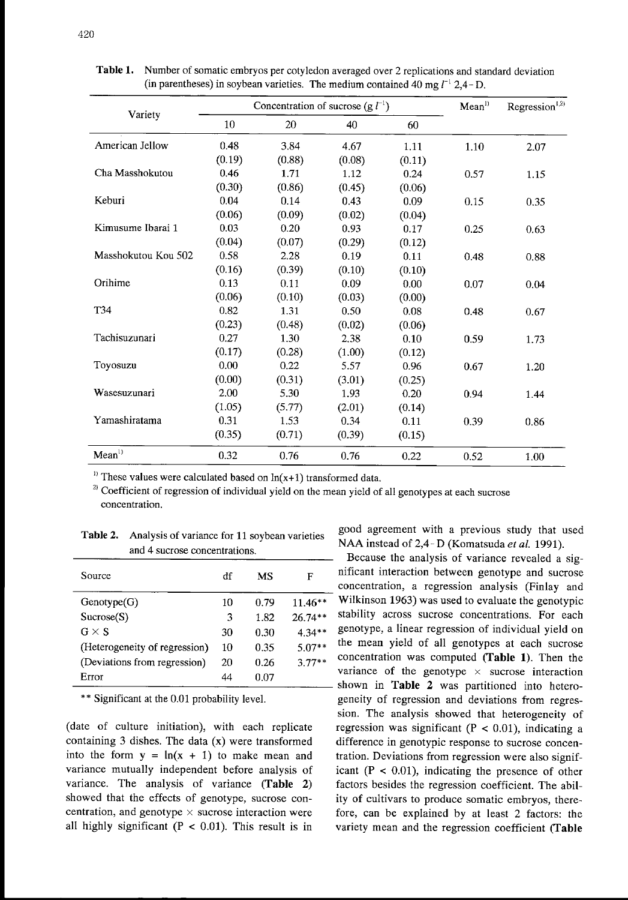**Table 1.** Number of somatic embryos per cotyledon averaged over 2 replications and standard deviation (in parentheses) in soybean varieties. The medium contained 40 mg $l^{-1}$ 2,4-D.

| Variety | Concentration of sucrose (g $l^{-1}$) | | | | Mean[1)] | Regression[1,2)] |
|---|---|---|---|---|---|---|
| | 10 | 20 | 40 | 60 | | |
| American Jellow | 0.48 (0.19) | 3.84 (0.88) | 4.67 (0.08) | 1.11 (0.11) | 1.10 | 2.07 |
| Cha Masshokutou | 0.46 (0.30) | 1.71 (0.86) | 1.12 (0.45) | 0.24 (0.06) | 0.57 | 1.15 |
| Keburi | 0.04 (0.06) | 0.14 (0.09) | 0.43 (0.02) | 0.09 (0.04) | 0.15 | 0.35 |
| Kimusume Ibarai 1 | 0.03 (0.04) | 0.20 (0.07) | 0.93 (0.29) | 0.17 (0.12) | 0.25 | 0.63 |
| Masshokutou Kou 502 | 0.58 (0.16) | 2.28 (0.39) | 0.19 (0.10) | 0.11 (0.10) | 0.48 | 0.88 |
| Orihime | 0.13 (0.06) | 0.11 (0.10) | 0.09 (0.03) | 0.00 (0.00) | 0.07 | 0.04 |
| T34 | 0.82 (0.23) | 1.31 (0.48) | 0.50 (0.02) | 0.08 (0.06) | 0.48 | 0.67 |
| Tachisuzunari | 0.27 (0.17) | 1.30 (0.28) | 2.38 (1.00) | 0.10 (0.12) | 0.59 | 1.73 |
| Toyosuzu | 0.00 (0.00) | 0.22 (0.31) | 5.57 (3.01) | 0.96 (0.25) | 0.67 | 1.20 |
| Wasesuzunari | 2.00 (1.05) | 5.30 (5.77) | 1.93 (2.01) | 0.20 (0.14) | 0.94 | 1.44 |
| Yamashiratama | 0.31 (0.35) | 1.53 (0.71) | 0.34 (0.39) | 0.11 (0.15) | 0.39 | 0.86 |
| Mean[1)] | 0.32 | 0.76 | 0.76 | 0.22 | 0.52 | 1.00 |

[1)] These values were calculated based on ln(x+1) transformed data.
[2)] Coefficient of regression of individual yield on the mean yield of all genotypes at each sucrose concentration.

**Table 2.** Analysis of variance for 11 soybean varieties and 4 sucrose concentrations.

| Source | df | MS | F |
|---|---|---|---|
| Genotype(G) | 10 | 0.79 | 11.46** |
| Sucrose(S) | 3 | 1.82 | 26.74** |
| G × S | 30 | 0.30 | 4.34** |
| (Heterogeneity of regression) | 10 | 0.35 | 5.07** |
| (Deviations from regression) | 20 | 0.26 | 3.77** |
| Error | 44 | 0.07 | |

** Significant at the 0.01 probability level.

(date of culture initiation), with each replicate containing 3 dishes. The data (x) were transformed into the form $y = \ln(x + 1)$ to make mean and variance mutually independent before analysis of variance. The analysis of variance (**Table 2**) showed that the effects of genotype, sucrose concentration, and genotype × sucrose interaction were all highly significant ($P < 0.01$). This result is in good agreement with a previous study that used NAA instead of 2,4-D (Komatsuda *et al.* 1991).

Because the analysis of variance revealed a significant interaction between genotype and sucrose concentration, a regression analysis (Finlay and Wilkinson 1963) was used to evaluate the genotypic stability across sucrose concentrations. For each genotype, a linear regression of individual yield on the mean yield of all genotypes at each sucrose concentration was computed (**Table 1**). Then the variance of the genotype × sucrose interaction shown in **Table 2** was partitioned into heterogeneity of regression and deviations from regression. The analysis showed that heterogeneity of regression was significant ($P < 0.01$), indicating a difference in genotypic response to sucrose concentration. Deviations from regression were also significant ($P < 0.01$), indicating the presence of other factors besides the regression coefficient. The ability of cultivars to produce somatic embryos, therefore, can be explained by at least 2 factors: the variety mean and the regression coefficient (**Table**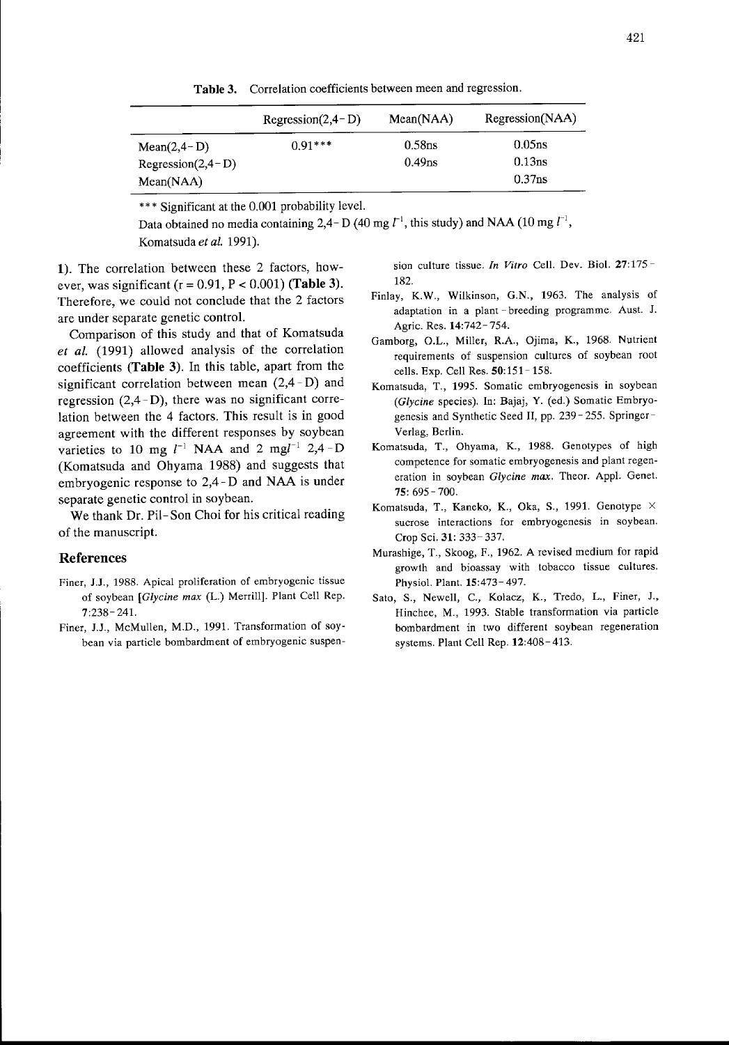**Table 3.** Correlation coefficients between meen and regression.

| | Regression(2,4-D) | Mean(NAA) | Regression(NAA) |
|---|---|---|---|
| Mean(2,4-D) | 0.91*** | 0.58ns | 0.05ns |
| Regression(2,4-D) | | 0.49ns | 0.13ns |
| Mean(NAA) | | | 0.37ns |

*** Significant at the 0.001 probability level.

Data obtained no media containing 2,4-D (40 mg $l^{-1}$, this study) and NAA (10 mg $l^{-1}$, Komatsuda *et al.* 1991).

1). The correlation between these 2 factors, however, was significant ($r = 0.91$, $P < 0.001$) **(Table 3)**. Therefore, we could not conclude that the 2 factors are under separate genetic control.

Comparison of this study and that of Komatsuda *et al.* (1991) allowed analysis of the correlation coefficients **(Table 3)**. In this table, apart from the significant correlation between mean (2,4-D) and regression (2,4-D), there was no significant correlation between the 4 factors. This result is in good agreement with the different responses by soybean varieties to 10 mg $l^{-1}$ NAA and 2 mg$l^{-1}$ 2,4-D (Komatsuda and Ohyama 1988) and suggests that embryogenic response to 2,4-D and NAA is under separate genetic control in soybean.

We thank Dr. Pil-Son Choi for his critical reading of the manuscript.

## References

Finer, J.J., 1988. Apical proliferation of embryogenic tissue of soybean [*Glycine max* (L.) Merrill]. Plant Cell Rep. **7**:238-241.

Finer, J.J., McMullen, M.D., 1991. Transformation of soybean via particle bombardment of embryogenic suspension culture tissue. *In Vitro* Cell. Dev. Biol. **27**:175-182.

Finlay, K.W., Wilkinson, G.N., 1963. The analysis of adaptation in a plant-breeding programme. Aust. J. Agric. Res. **14**:742-754.

Gamborg, O.L., Miller, R.A., Ojima, K., 1968. Nutrient requirements of suspension cultures of soybean root cells. Exp. Cell Res. **50**:151-158.

Komatsuda, T., 1995. Somatic embryogenesis in soybean (*Glycine* species). In: Bajaj, Y. (ed.) Somatic Embryogenesis and Synthetic Seed II, pp. 239-255. Springer-Verlag, Berlin.

Komatsuda, T., Ohyama, K., 1988. Genotypes of high competence for somatic embryogenesis and plant regeneration in soybean *Glycine max*. Theor. Appl. Genet. **75**: 695-700.

Komatsuda, T., Kaneko, K., Oka, S., 1991. Genotype × sucrose interactions for embryogenesis in soybean. Crop Sci. **31**: 333-337.

Murashige, T., Skoog, F., 1962. A revised medium for rapid growth and bioassay with tobacco tissue cultures. Physiol. Plant. **15**:473-497.

Sato, S., Newell, C., Kolacz, K., Tredo, L., Finer, J., Hinchee, M., 1993. Stable transformation via particle bombardment in two different soybean regeneration systems. Plant Cell Rep. **12**:408-413.